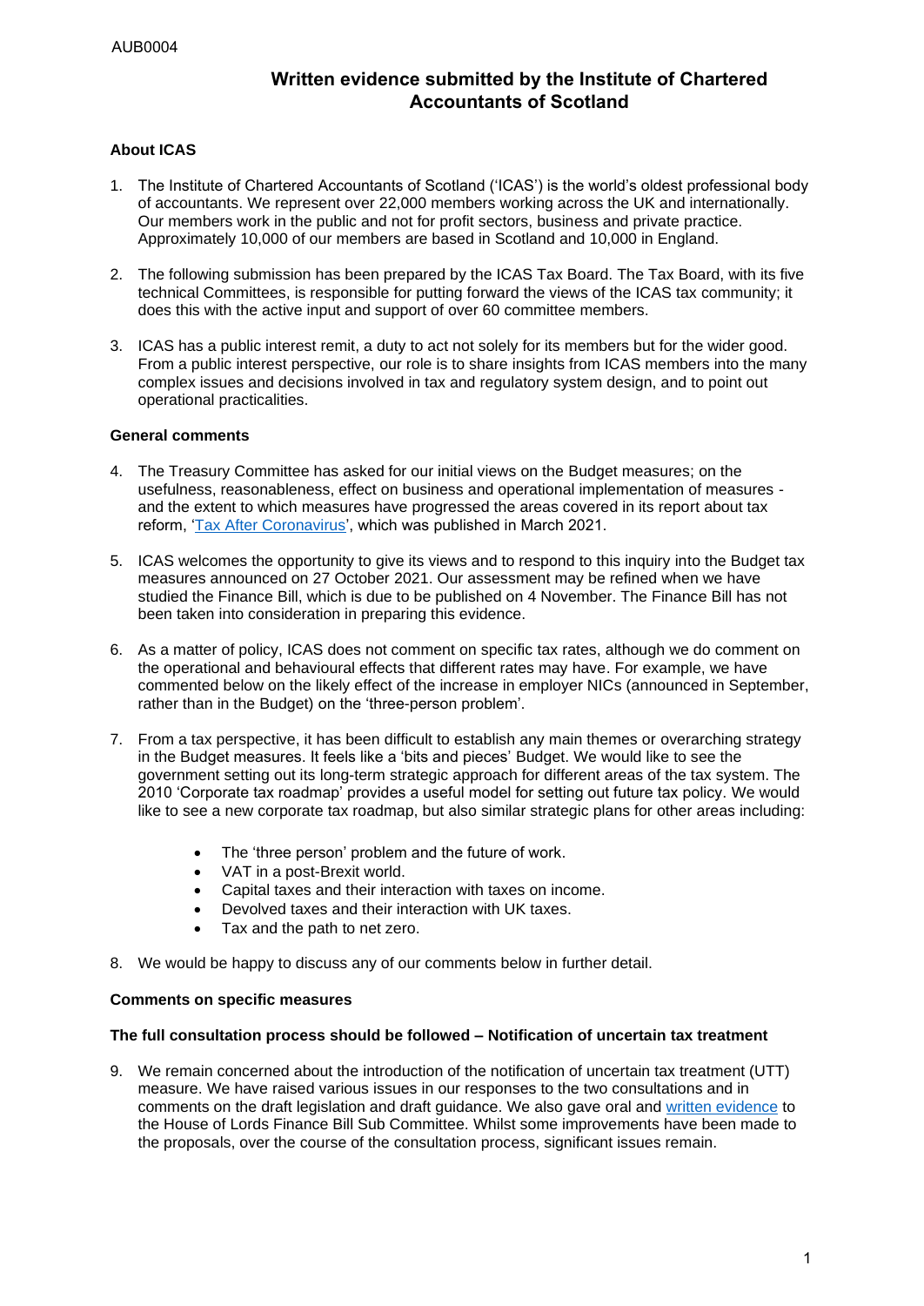AUB0004

# Written evidence submitted by the Institute of Chartered Accountants of Scotland

**About ICAS**

1. The Institute of Chartered Accountants of Scotland ('ICAS') is the world's oldest professional body of accountants. We represent over 22,000 members working across the UK and internationally. Our members work in the public and not for profit sectors, business and private practice. Approximately 10,000 of our members are based in Scotland and 10,000 in England.

2. The following submission has been prepared by the ICAS Tax Board. The Tax Board, with its five technical Committees, is responsible for putting forward the views of the ICAS tax community; it does this with the active input and support of over 60 committee members.

3. ICAS has a public interest remit, a duty to act not solely for its members but for the wider good. From a public interest perspective, our role is to share insights from ICAS members into the many complex issues and decisions involved in tax and regulatory system design, and to point out operational practicalities.

**General comments**

4. The Treasury Committee has asked for our initial views on the Budget measures; on the usefulness, reasonableness, effect on business and operational implementation of measures - and the extent to which measures have progressed the areas covered in its report about tax reform, 'Tax After Coronavirus', which was published in March 2021.

5. ICAS welcomes the opportunity to give its views and to respond to this inquiry into the Budget tax measures announced on 27 October 2021. Our assessment may be refined when we have studied the Finance Bill, which is due to be published on 4 November. The Finance Bill has not been taken into consideration in preparing this evidence.

6. As a matter of policy, ICAS does not comment on specific tax rates, although we do comment on the operational and behavioural effects that different rates may have. For example, we have commented below on the likely effect of the increase in employer NICs (announced in September, rather than in the Budget) on the 'three-person problem'.

7. From a tax perspective, it has been difficult to establish any main themes or overarching strategy in the Budget measures. It feels like a 'bits and pieces' Budget. We would like to see the government setting out its long-term strategic approach for different areas of the tax system. The 2010 'Corporate tax roadmap' provides a useful model for setting out future tax policy. We would like to see a new corporate tax roadmap, but also similar strategic plans for other areas including:

    - The 'three person' problem and the future of work.
    - VAT in a post-Brexit world.
    - Capital taxes and their interaction with taxes on income.
    - Devolved taxes and their interaction with UK taxes.
    - Tax and the path to net zero.

8. We would be happy to discuss any of our comments below in further detail.

**Comments on specific measures**

**The full consultation process should be followed – Notification of uncertain tax treatment**

9. We remain concerned about the introduction of the notification of uncertain tax treatment (UTT) measure. We have raised various issues in our responses to the two consultations and in comments on the draft legislation and draft guidance. We also gave oral and written evidence to the House of Lords Finance Bill Sub Committee. Whilst some improvements have been made to the proposals, over the course of the consultation process, significant issues remain.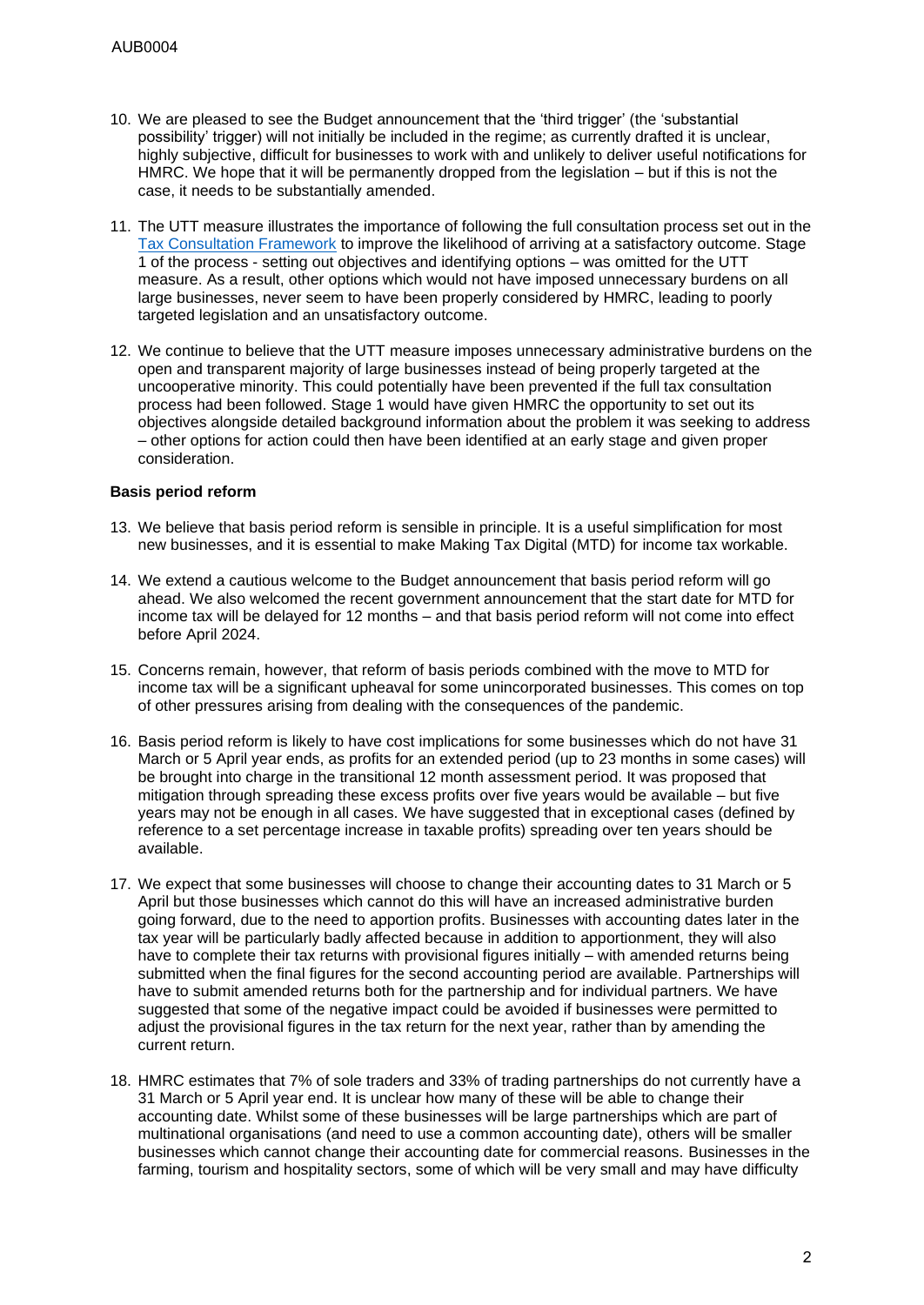10. We are pleased to see the Budget announcement that the 'third trigger' (the 'substantial possibility' trigger) will not initially be included in the regime; as currently drafted it is unclear, highly subjective, difficult for businesses to work with and unlikely to deliver useful notifications for HMRC. We hope that it will be permanently dropped from the legislation – but if this is not the case, it needs to be substantially amended.

11. The UTT measure illustrates the importance of following the full consultation process set out in the Tax Consultation Framework to improve the likelihood of arriving at a satisfactory outcome. Stage 1 of the process - setting out objectives and identifying options – was omitted for the UTT measure. As a result, other options which would not have imposed unnecessary burdens on all large businesses, never seem to have been properly considered by HMRC, leading to poorly targeted legislation and an unsatisfactory outcome.

12. We continue to believe that the UTT measure imposes unnecessary administrative burdens on the open and transparent majority of large businesses instead of being properly targeted at the uncooperative minority. This could potentially have been prevented if the full tax consultation process had been followed. Stage 1 would have given HMRC the opportunity to set out its objectives alongside detailed background information about the problem it was seeking to address – other options for action could then have been identified at an early stage and given proper consideration.

**Basis period reform**

13. We believe that basis period reform is sensible in principle. It is a useful simplification for most new businesses, and it is essential to make Making Tax Digital (MTD) for income tax workable.

14. We extend a cautious welcome to the Budget announcement that basis period reform will go ahead. We also welcomed the recent government announcement that the start date for MTD for income tax will be delayed for 12 months – and that basis period reform will not come into effect before April 2024.

15. Concerns remain, however, that reform of basis periods combined with the move to MTD for income tax will be a significant upheaval for some unincorporated businesses. This comes on top of other pressures arising from dealing with the consequences of the pandemic.

16. Basis period reform is likely to have cost implications for some businesses which do not have 31 March or 5 April year ends, as profits for an extended period (up to 23 months in some cases) will be brought into charge in the transitional 12 month assessment period. It was proposed that mitigation through spreading these excess profits over five years would be available – but five years may not be enough in all cases. We have suggested that in exceptional cases (defined by reference to a set percentage increase in taxable profits) spreading over ten years should be available.

17. We expect that some businesses will choose to change their accounting dates to 31 March or 5 April but those businesses which cannot do this will have an increased administrative burden going forward, due to the need to apportion profits. Businesses with accounting dates later in the tax year will be particularly badly affected because in addition to apportionment, they will also have to complete their tax returns with provisional figures initially – with amended returns being submitted when the final figures for the second accounting period are available. Partnerships will have to submit amended returns both for the partnership and for individual partners. We have suggested that some of the negative impact could be avoided if businesses were permitted to adjust the provisional figures in the tax return for the next year, rather than by amending the current return.

18. HMRC estimates that 7% of sole traders and 33% of trading partnerships do not currently have a 31 March or 5 April year end. It is unclear how many of these will be able to change their accounting date. Whilst some of these businesses will be large partnerships which are part of multinational organisations (and need to use a common accounting date), others will be smaller businesses which cannot change their accounting date for commercial reasons. Businesses in the farming, tourism and hospitality sectors, some of which will be very small and may have difficulty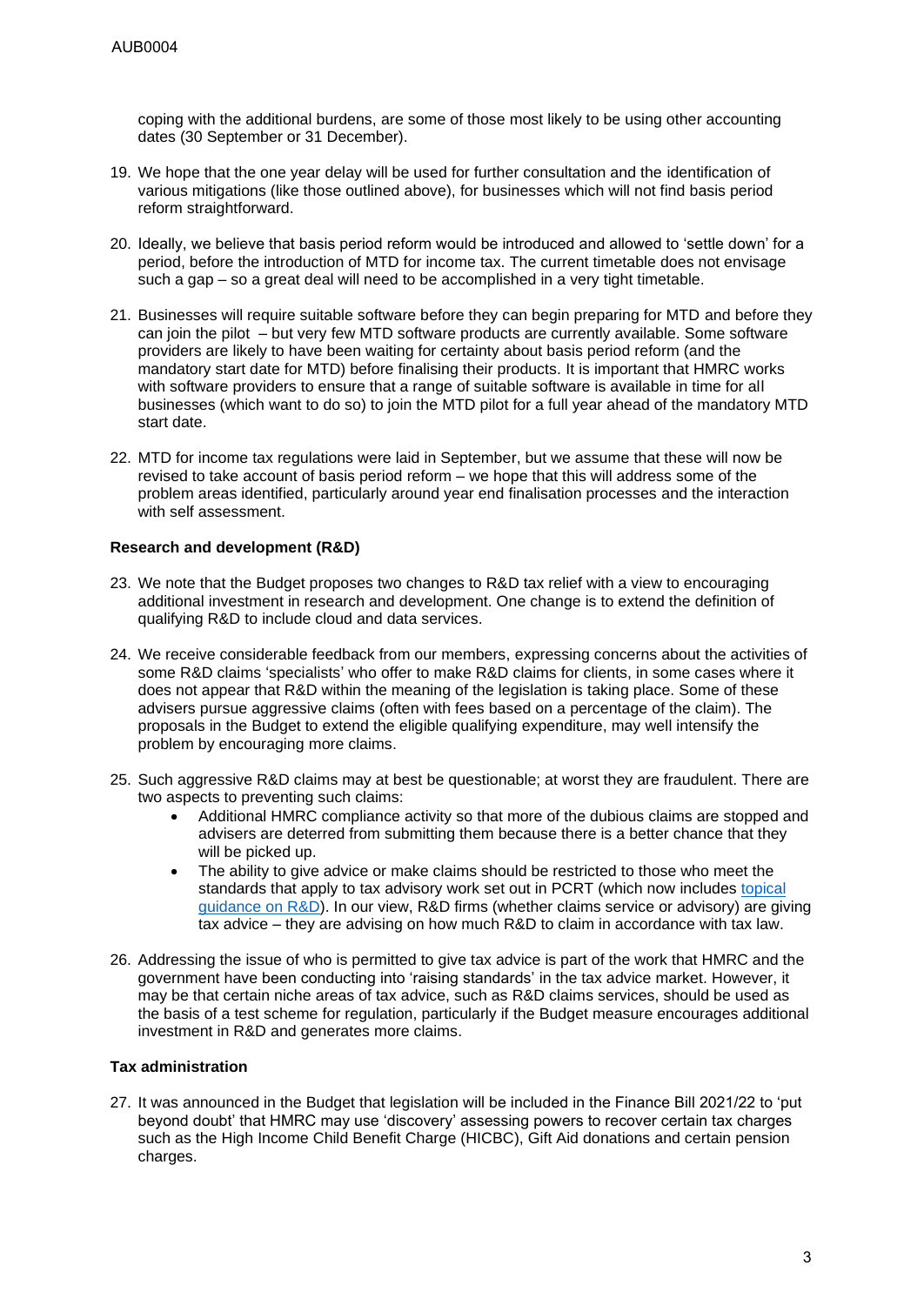coping with the additional burdens, are some of those most likely to be using other accounting dates (30 September or 31 December).

19. We hope that the one year delay will be used for further consultation and the identification of various mitigations (like those outlined above), for businesses which will not find basis period reform straightforward.

20. Ideally, we believe that basis period reform would be introduced and allowed to 'settle down' for a period, before the introduction of MTD for income tax. The current timetable does not envisage such a gap – so a great deal will need to be accomplished in a very tight timetable.

21. Businesses will require suitable software before they can begin preparing for MTD and before they can join the pilot – but very few MTD software products are currently available. Some software providers are likely to have been waiting for certainty about basis period reform (and the mandatory start date for MTD) before finalising their products. It is important that HMRC works with software providers to ensure that a range of suitable software is available in time for all businesses (which want to do so) to join the MTD pilot for a full year ahead of the mandatory MTD start date.

22. MTD for income tax regulations were laid in September, but we assume that these will now be revised to take account of basis period reform – we hope that this will address some of the problem areas identified, particularly around year end finalisation processes and the interaction with self assessment.

**Research and development (R&D)**

23. We note that the Budget proposes two changes to R&D tax relief with a view to encouraging additional investment in research and development. One change is to extend the definition of qualifying R&D to include cloud and data services.

24. We receive considerable feedback from our members, expressing concerns about the activities of some R&D claims 'specialists' who offer to make R&D claims for clients, in some cases where it does not appear that R&D within the meaning of the legislation is taking place. Some of these advisers pursue aggressive claims (often with fees based on a percentage of the claim). The proposals in the Budget to extend the eligible qualifying expenditure, may well intensify the problem by encouraging more claims.

25. Such aggressive R&D claims may at best be questionable; at worst they are fraudulent. There are two aspects to preventing such claims:
    - Additional HMRC compliance activity so that more of the dubious claims are stopped and advisers are deterred from submitting them because there is a better chance that they will be picked up.
    - The ability to give advice or make claims should be restricted to those who meet the standards that apply to tax advisory work set out in PCRT (which now includes topical guidance on R&D). In our view, R&D firms (whether claims service or advisory) are giving tax advice – they are advising on how much R&D to claim in accordance with tax law.

26. Addressing the issue of who is permitted to give tax advice is part of the work that HMRC and the government have been conducting into 'raising standards' in the tax advice market. However, it may be that certain niche areas of tax advice, such as R&D claims services, should be used as the basis of a test scheme for regulation, particularly if the Budget measure encourages additional investment in R&D and generates more claims.

**Tax administration**

27. It was announced in the Budget that legislation will be included in the Finance Bill 2021/22 to 'put beyond doubt' that HMRC may use 'discovery' assessing powers to recover certain tax charges such as the High Income Child Benefit Charge (HICBC), Gift Aid donations and certain pension charges.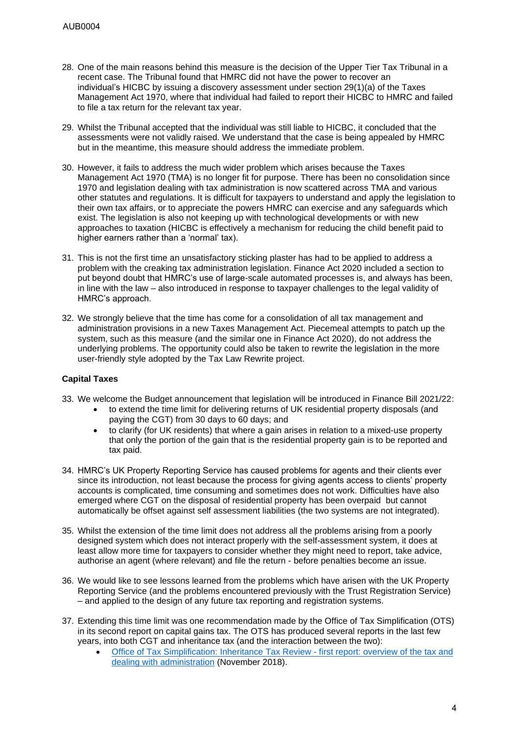28. One of the main reasons behind this measure is the decision of the Upper Tier Tax Tribunal in a recent case. The Tribunal found that HMRC did not have the power to recover an individual's HICBC by issuing a discovery assessment under section 29(1)(a) of the Taxes Management Act 1970, where that individual had failed to report their HICBC to HMRC and failed to file a tax return for the relevant tax year.

29. Whilst the Tribunal accepted that the individual was still liable to HICBC, it concluded that the assessments were not validly raised. We understand that the case is being appealed by HMRC but in the meantime, this measure should address the immediate problem.

30. However, it fails to address the much wider problem which arises because the Taxes Management Act 1970 (TMA) is no longer fit for purpose. There has been no consolidation since 1970 and legislation dealing with tax administration is now scattered across TMA and various other statutes and regulations. It is difficult for taxpayers to understand and apply the legislation to their own tax affairs, or to appreciate the powers HMRC can exercise and any safeguards which exist. The legislation is also not keeping up with technological developments or with new approaches to taxation (HICBC is effectively a mechanism for reducing the child benefit paid to higher earners rather than a 'normal' tax).

31. This is not the first time an unsatisfactory sticking plaster has had to be applied to address a problem with the creaking tax administration legislation. Finance Act 2020 included a section to put beyond doubt that HMRC's use of large-scale automated processes is, and always has been, in line with the law – also introduced in response to taxpayer challenges to the legal validity of HMRC's approach.

32. We strongly believe that the time has come for a consolidation of all tax management and administration provisions in a new Taxes Management Act. Piecemeal attempts to patch up the system, such as this measure (and the similar one in Finance Act 2020), do not address the underlying problems. The opportunity could also be taken to rewrite the legislation in the more user-friendly style adopted by the Tax Law Rewrite project.

**Capital Taxes**

33. We welcome the Budget announcement that legislation will be introduced in Finance Bill 2021/22:
    - to extend the time limit for delivering returns of UK residential property disposals (and paying the CGT) from 30 days to 60 days; and
    - to clarify (for UK residents) that where a gain arises in relation to a mixed-use property that only the portion of the gain that is the residential property gain is to be reported and tax paid.

34. HMRC's UK Property Reporting Service has caused problems for agents and their clients ever since its introduction, not least because the process for giving agents access to clients' property accounts is complicated, time consuming and sometimes does not work. Difficulties have also emerged where CGT on the disposal of residential property has been overpaid but cannot automatically be offset against self assessment liabilities (the two systems are not integrated).

35. Whilst the extension of the time limit does not address all the problems arising from a poorly designed system which does not interact properly with the self-assessment system, it does at least allow more time for taxpayers to consider whether they might need to report, take advice, authorise an agent (where relevant) and file the return - before penalties become an issue.

36. We would like to see lessons learned from the problems which have arisen with the UK Property Reporting Service (and the problems encountered previously with the Trust Registration Service) – and applied to the design of any future tax reporting and registration systems.

37. Extending this time limit was one recommendation made by the Office of Tax Simplification (OTS) in its second report on capital gains tax. The OTS has produced several reports in the last few years, into both CGT and inheritance tax (and the interaction between the two):
    - Office of Tax Simplification: Inheritance Tax Review - first report: overview of the tax and dealing with administration (November 2018).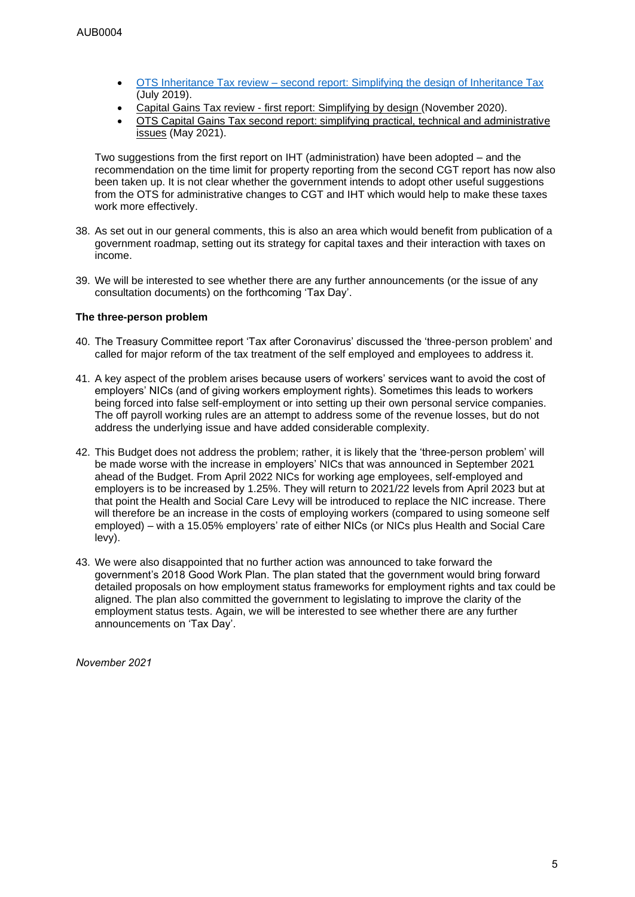- OTS Inheritance Tax review – second report: Simplifying the design of Inheritance Tax (July 2019).
- Capital Gains Tax review - first report: Simplifying by design (November 2020).
- OTS Capital Gains Tax second report: simplifying practical, technical and administrative issues (May 2021).

Two suggestions from the first report on IHT (administration) have been adopted – and the recommendation on the time limit for property reporting from the second CGT report has now also been taken up. It is not clear whether the government intends to adopt other useful suggestions from the OTS for administrative changes to CGT and IHT which would help to make these taxes work more effectively.

38. As set out in our general comments, this is also an area which would benefit from publication of a government roadmap, setting out its strategy for capital taxes and their interaction with taxes on income.

39. We will be interested to see whether there are any further announcements (or the issue of any consultation documents) on the forthcoming 'Tax Day'.

**The three-person problem**

40. The Treasury Committee report 'Tax after Coronavirus' discussed the 'three-person problem' and called for major reform of the tax treatment of the self employed and employees to address it.

41. A key aspect of the problem arises because users of workers' services want to avoid the cost of employers' NICs (and of giving workers employment rights). Sometimes this leads to workers being forced into false self-employment or into setting up their own personal service companies. The off payroll working rules are an attempt to address some of the revenue losses, but do not address the underlying issue and have added considerable complexity.

42. This Budget does not address the problem; rather, it is likely that the 'three-person problem' will be made worse with the increase in employers' NICs that was announced in September 2021 ahead of the Budget. From April 2022 NICs for working age employees, self-employed and employers is to be increased by 1.25%. They will return to 2021/22 levels from April 2023 but at that point the Health and Social Care Levy will be introduced to replace the NIC increase. There will therefore be an increase in the costs of employing workers (compared to using someone self employed) – with a 15.05% employers' rate of either NICs (or NICs plus Health and Social Care levy).

43. We were also disappointed that no further action was announced to take forward the government's 2018 Good Work Plan. The plan stated that the government would bring forward detailed proposals on how employment status frameworks for employment rights and tax could be aligned. The plan also committed the government to legislating to improve the clarity of the employment status tests. Again, we will be interested to see whether there are any further announcements on 'Tax Day'.

*November 2021*